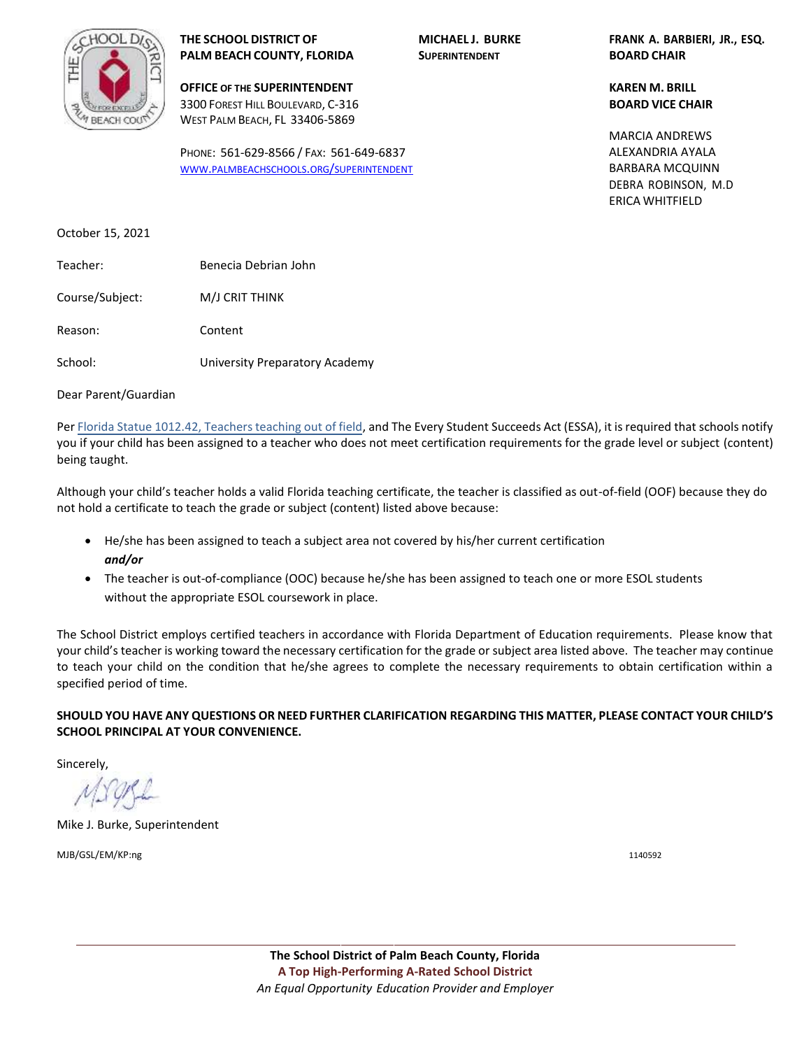**THE SCHOOL DISTRICT OF PALM BEACH COUNTY, FLORIDA**

**OFFICE OF THE SUPERINTENDENT**
3300 Forest Hill Boulevard, C-316
West Palm Beach, FL 33406-5869

Phone: 561-629-8566 / Fax: 561-649-6837
[www.palmbeachschools.org/superintendent](www.palmbeachschools.org/superintendent)

**MICHAEL J. BURKE**
**Superintendent**

**FRANK A. BARBIERI, JR., ESQ.**
**BOARD CHAIR**

**KAREN M. BRILL**
**BOARD VICE CHAIR**

MARCIA ANDREWS
ALEXANDRIA AYALA
BARBARA MCQUINN
DEBRA ROBINSON, M.D
ERICA WHITFIELD

October 15, 2021

Teacher: Benecia Debrian John

Course/Subject: M/J CRIT THINK

Reason: Content

School: University Preparatory Academy

Dear Parent/Guardian

Per Florida Statue 1012.42, Teachers teaching out of field, and The Every Student Succeeds Act (ESSA), it is required that schools notify you if your child has been assigned to a teacher who does not meet certification requirements for the grade level or subject (content) being taught.

Although your child's teacher holds a valid Florida teaching certificate, the teacher is classified as out-of-field (OOF) because they do not hold a certificate to teach the grade or subject (content) listed above because:

- He/she has been assigned to teach a subject area not covered by his/her current certification
  ***and/or***
- The teacher is out-of-compliance (OOC) because he/she has been assigned to teach one or more ESOL students without the appropriate ESOL coursework in place.

The School District employs certified teachers in accordance with Florida Department of Education requirements. Please know that your child's teacher is working toward the necessary certification for the grade or subject area listed above. The teacher may continue to teach your child on the condition that he/she agrees to complete the necessary requirements to obtain certification within a specified period of time.

**SHOULD YOU HAVE ANY QUESTIONS OR NEED FURTHER CLARIFICATION REGARDING THIS MATTER, PLEASE CONTACT YOUR CHILD'S SCHOOL PRINCIPAL AT YOUR CONVENIENCE.**

Sincerely,

Mike J. Burke, Superintendent

MJB/GSL/EM/KP:ng

1140592

**The School District of Palm Beach County, Florida**
**A Top High-Performing A-Rated School District**
*An Equal Opportunity Education Provider and Employer*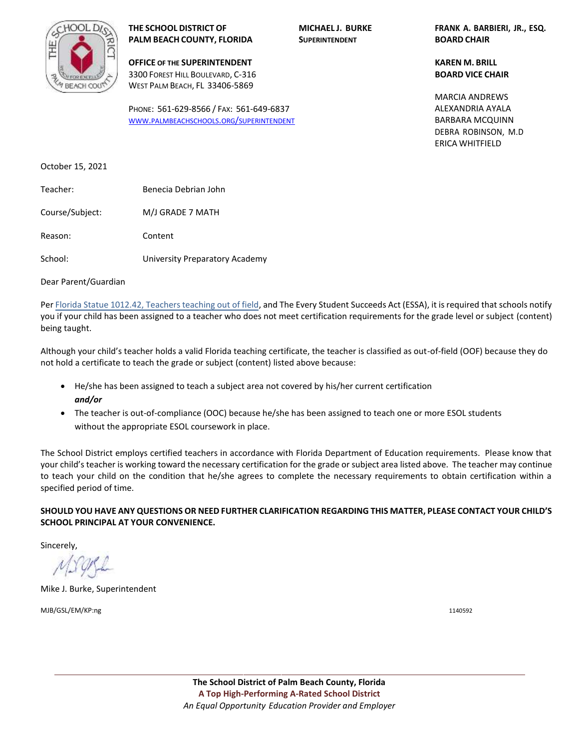**THE SCHOOL DISTRICT OF PALM BEACH COUNTY, FLORIDA**

**OFFICE OF THE SUPERINTENDENT**
3300 Forest Hill Boulevard, C-316
West Palm Beach, FL 33406-5869

Phone: 561-629-8566 / Fax: 561-649-6837
[www.palmbeachschools.org/superintendent](www.palmbeachschools.org/superintendent)

**MICHAEL J. BURKE**
**Superintendent**

**FRANK A. BARBIERI, JR., ESQ.**
**BOARD CHAIR**

**KAREN M. BRILL**
**BOARD VICE CHAIR**

MARCIA ANDREWS
ALEXANDRIA AYALA
BARBARA MCQUINN
DEBRA ROBINSON, M.D
ERICA WHITFIELD

October 15, 2021

Teacher: Benecia Debrian John

Course/Subject: M/J GRADE 7 MATH

Reason: Content

School: University Preparatory Academy

Dear Parent/Guardian

Per Florida Statue 1012.42, Teachers teaching out of field, and The Every Student Succeeds Act (ESSA), it is required that schools notify you if your child has been assigned to a teacher who does not meet certification requirements for the grade level or subject (content) being taught.

Although your child's teacher holds a valid Florida teaching certificate, the teacher is classified as out-of-field (OOF) because they do not hold a certificate to teach the grade or subject (content) listed above because:

- He/she has been assigned to teach a subject area not covered by his/her current certification
  ***and/or***
- The teacher is out-of-compliance (OOC) because he/she has been assigned to teach one or more ESOL students without the appropriate ESOL coursework in place.

The School District employs certified teachers in accordance with Florida Department of Education requirements. Please know that your child's teacher is working toward the necessary certification for the grade or subject area listed above. The teacher may continue to teach your child on the condition that he/she agrees to complete the necessary requirements to obtain certification within a specified period of time.

**SHOULD YOU HAVE ANY QUESTIONS OR NEED FURTHER CLARIFICATION REGARDING THIS MATTER, PLEASE CONTACT YOUR CHILD'S SCHOOL PRINCIPAL AT YOUR CONVENIENCE.**

Sincerely,

Mike J. Burke, Superintendent

MJB/GSL/EM/KP:ng

1140592

**The School District of Palm Beach County, Florida**
**A Top High-Performing A-Rated School District**
*An Equal Opportunity Education Provider and Employer*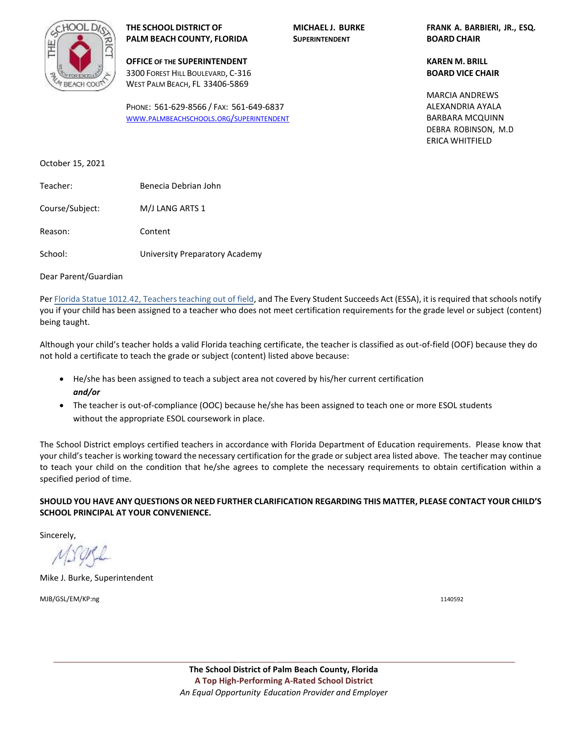**THE SCHOOL DISTRICT OF PALM BEACH COUNTY, FLORIDA**

**OFFICE OF THE SUPERINTENDENT**
3300 FOREST HILL BOULEVARD, C-316
WEST PALM BEACH, FL 33406-5869

PHONE: 561-629-8566 / FAX: 561-649-6837
[WWW.PALMBEACHSCHOOLS.ORG/SUPERINTENDENT](WWW.PALMBEACHSCHOOLS.ORG/SUPERINTENDENT)

**MICHAEL J. BURKE**
**SUPERINTENDENT**

**FRANK A. BARBIERI, JR., ESQ.**
**BOARD CHAIR**

**KAREN M. BRILL**
**BOARD VICE CHAIR**

MARCIA ANDREWS
ALEXANDRIA AYALA
BARBARA MCQUINN
DEBRA ROBINSON, M.D
ERICA WHITFIELD

October 15, 2021

Teacher: Benecia Debrian John

Course/Subject: M/J LANG ARTS 1

Reason: Content

School: University Preparatory Academy

Dear Parent/Guardian

Per Florida Statue 1012.42, Teachers teaching out of field, and The Every Student Succeeds Act (ESSA), it is required that schools notify you if your child has been assigned to a teacher who does not meet certification requirements for the grade level or subject (content) being taught.

Although your child's teacher holds a valid Florida teaching certificate, the teacher is classified as out-of-field (OOF) because they do not hold a certificate to teach the grade or subject (content) listed above because:

- He/she has been assigned to teach a subject area not covered by his/her current certification
  ***and/or***
- The teacher is out-of-compliance (OOC) because he/she has been assigned to teach one or more ESOL students without the appropriate ESOL coursework in place.

The School District employs certified teachers in accordance with Florida Department of Education requirements. Please know that your child's teacher is working toward the necessary certification for the grade or subject area listed above. The teacher may continue to teach your child on the condition that he/she agrees to complete the necessary requirements to obtain certification within a specified period of time.

**SHOULD YOU HAVE ANY QUESTIONS OR NEED FURTHER CLARIFICATION REGARDING THIS MATTER, PLEASE CONTACT YOUR CHILD'S SCHOOL PRINCIPAL AT YOUR CONVENIENCE.**

Sincerely,

Mike J. Burke, Superintendent

MJB/GSL/EM/KP:ng

1140592

**The School District of Palm Beach County, Florida**
**A Top High-Performing A-Rated School District**
*An Equal Opportunity Education Provider and Employer*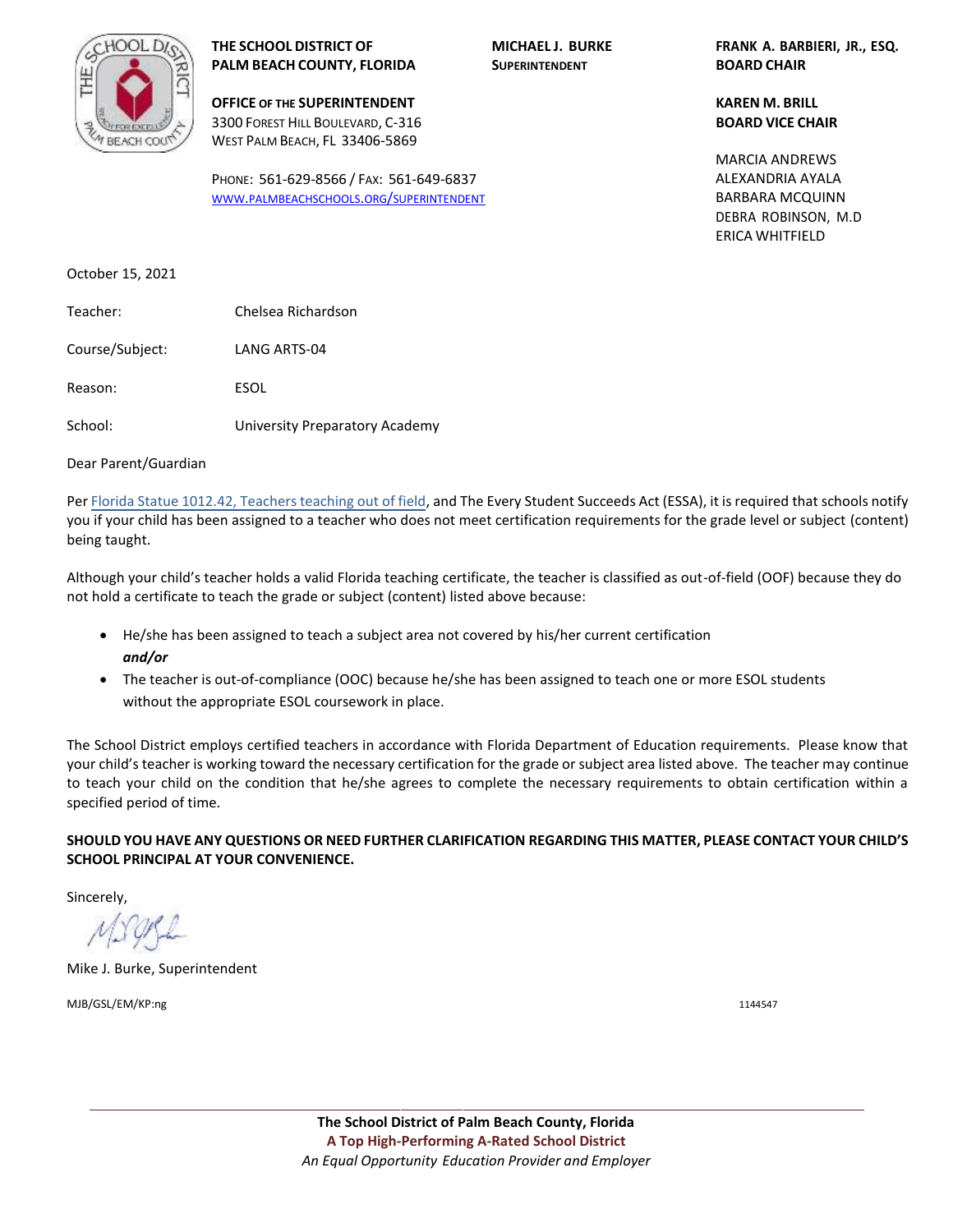**THE SCHOOL DISTRICT OF PALM BEACH COUNTY, FLORIDA**

**OFFICE OF THE SUPERINTENDENT**
3300 Forest Hill Boulevard, C-316
West Palm Beach, FL 33406-5869

Phone: 561-629-8566 / Fax: 561-649-6837
[www.palmbeachschools.org/superintendent](www.palmbeachschools.org/superintendent)

**MICHAEL J. BURKE**
**Superintendent**

**FRANK A. BARBIERI, JR., ESQ.**
**BOARD CHAIR**

**KAREN M. BRILL**
**BOARD VICE CHAIR**

MARCIA ANDREWS
ALEXANDRIA AYALA
BARBARA MCQUINN
DEBRA ROBINSON, M.D
ERICA WHITFIELD

October 15, 2021

Teacher: Chelsea Richardson

Course/Subject: LANG ARTS-04

Reason: ESOL

School: University Preparatory Academy

Dear Parent/Guardian

Per Florida Statue 1012.42, Teachers teaching out of field, and The Every Student Succeeds Act (ESSA), it is required that schools notify you if your child has been assigned to a teacher who does not meet certification requirements for the grade level or subject (content) being taught.

Although your child's teacher holds a valid Florida teaching certificate, the teacher is classified as out-of-field (OOF) because they do not hold a certificate to teach the grade or subject (content) listed above because:

- He/she has been assigned to teach a subject area not covered by his/her current certification
  ***and/or***
- The teacher is out-of-compliance (OOC) because he/she has been assigned to teach one or more ESOL students without the appropriate ESOL coursework in place.

The School District employs certified teachers in accordance with Florida Department of Education requirements. Please know that your child's teacher is working toward the necessary certification for the grade or subject area listed above. The teacher may continue to teach your child on the condition that he/she agrees to complete the necessary requirements to obtain certification within a specified period of time.

**SHOULD YOU HAVE ANY QUESTIONS OR NEED FURTHER CLARIFICATION REGARDING THIS MATTER, PLEASE CONTACT YOUR CHILD'S SCHOOL PRINCIPAL AT YOUR CONVENIENCE.**

Sincerely,

Mike J. Burke, Superintendent

MJB/GSL/EM/KP:ng

1144547

**The School District of Palm Beach County, Florida**
**A Top High-Performing A-Rated School District**
*An Equal Opportunity Education Provider and Employer*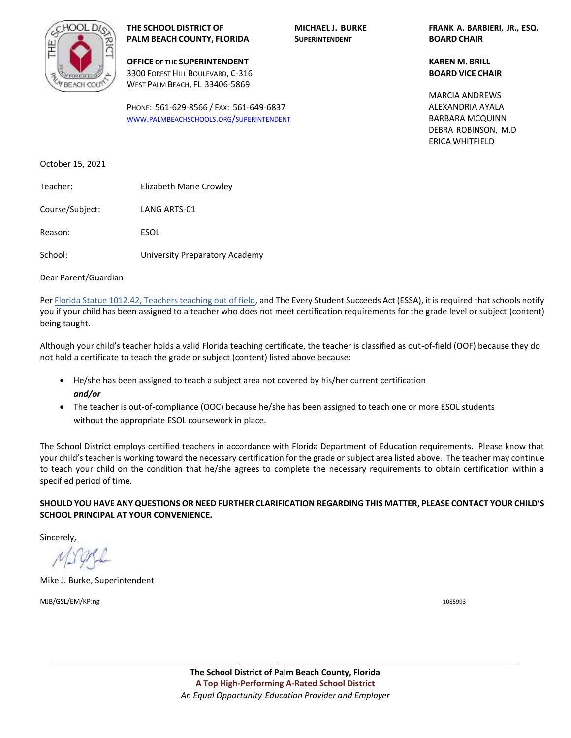**THE SCHOOL DISTRICT OF PALM BEACH COUNTY, FLORIDA**

**OFFICE OF THE SUPERINTENDENT**
3300 Forest Hill Boulevard, C-316
West Palm Beach, FL 33406-5869

Phone: 561-629-8566 / Fax: 561-649-6837
www.palmbeachschools.org/superintendent

**MICHAEL J. BURKE**
**Superintendent**

**FRANK A. BARBIERI, JR., ESQ.**
**BOARD CHAIR**

**KAREN M. BRILL**
**BOARD VICE CHAIR**

MARCIA ANDREWS
ALEXANDRIA AYALA
BARBARA MCQUINN
DEBRA ROBINSON, M.D
ERICA WHITFIELD

October 15, 2021

Teacher: Elizabeth Marie Crowley

Course/Subject: LANG ARTS-01

Reason: ESOL

School: University Preparatory Academy

Dear Parent/Guardian

Per Florida Statue 1012.42, Teachers teaching out of field, and The Every Student Succeeds Act (ESSA), it is required that schools notify you if your child has been assigned to a teacher who does not meet certification requirements for the grade level or subject (content) being taught.

Although your child's teacher holds a valid Florida teaching certificate, the teacher is classified as out-of-field (OOF) because they do not hold a certificate to teach the grade or subject (content) listed above because:

- He/she has been assigned to teach a subject area not covered by his/her current certification
  ***and/or***
- The teacher is out-of-compliance (OOC) because he/she has been assigned to teach one or more ESOL students without the appropriate ESOL coursework in place.

The School District employs certified teachers in accordance with Florida Department of Education requirements. Please know that your child's teacher is working toward the necessary certification for the grade or subject area listed above. The teacher may continue to teach your child on the condition that he/she agrees to complete the necessary requirements to obtain certification within a specified period of time.

**SHOULD YOU HAVE ANY QUESTIONS OR NEED FURTHER CLARIFICATION REGARDING THIS MATTER, PLEASE CONTACT YOUR CHILD'S SCHOOL PRINCIPAL AT YOUR CONVENIENCE.**

Sincerely,

Mike J. Burke, Superintendent

MJB/GSL/EM/KP:ng

1085993

**The School District of Palm Beach County, Florida**
**A Top High-Performing A-Rated School District**
*An Equal Opportunity Education Provider and Employer*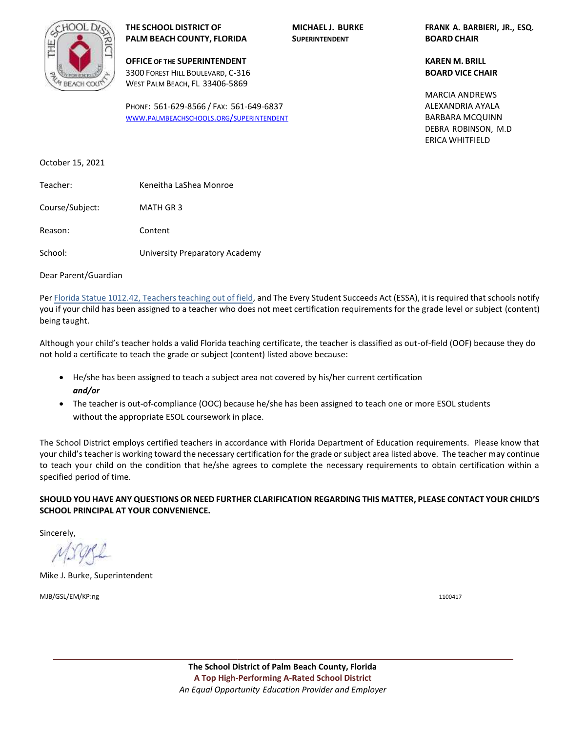**THE SCHOOL DISTRICT OF PALM BEACH COUNTY, FLORIDA**

**OFFICE OF THE SUPERINTENDENT**
3300 Forest Hill Boulevard, C-316
West Palm Beach, FL 33406-5869

Phone: 561-629-8566 / Fax: 561-649-6837
[www.palmbeachschools.org/superintendent](www.palmbeachschools.org/superintendent)

**MICHAEL J. BURKE**
**Superintendent**

**FRANK A. BARBIERI, JR., ESQ.**
**BOARD CHAIR**

**KAREN M. BRILL**
**BOARD VICE CHAIR**

MARCIA ANDREWS
ALEXANDRIA AYALA
BARBARA MCQUINN
DEBRA ROBINSON, M.D
ERICA WHITFIELD

October 15, 2021

Teacher: Keneitha LaShea Monroe

Course/Subject: MATH GR 3

Reason: Content

School: University Preparatory Academy

Dear Parent/Guardian

Per Florida Statue 1012.42, Teachers teaching out of field, and The Every Student Succeeds Act (ESSA), it is required that schools notify you if your child has been assigned to a teacher who does not meet certification requirements for the grade level or subject (content) being taught.

Although your child's teacher holds a valid Florida teaching certificate, the teacher is classified as out-of-field (OOF) because they do not hold a certificate to teach the grade or subject (content) listed above because:

- He/she has been assigned to teach a subject area not covered by his/her current certification
  ***and/or***
- The teacher is out-of-compliance (OOC) because he/she has been assigned to teach one or more ESOL students without the appropriate ESOL coursework in place.

The School District employs certified teachers in accordance with Florida Department of Education requirements. Please know that your child's teacher is working toward the necessary certification for the grade or subject area listed above. The teacher may continue to teach your child on the condition that he/she agrees to complete the necessary requirements to obtain certification within a specified period of time.

**SHOULD YOU HAVE ANY QUESTIONS OR NEED FURTHER CLARIFICATION REGARDING THIS MATTER, PLEASE CONTACT YOUR CHILD'S SCHOOL PRINCIPAL AT YOUR CONVENIENCE.**

Sincerely,

Mike J. Burke, Superintendent

MJB/GSL/EM/KP:ng

1100417

**The School District of Palm Beach County, Florida**
**A Top High-Performing A-Rated School District**
*An Equal Opportunity Education Provider and Employer*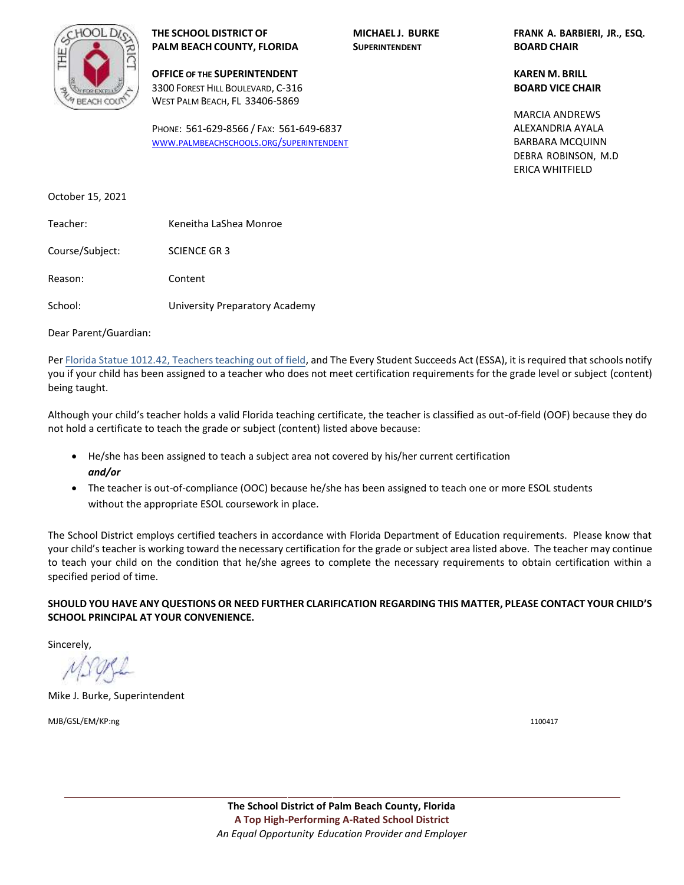**THE SCHOOL DISTRICT OF PALM BEACH COUNTY, FLORIDA**

**OFFICE OF THE SUPERINTENDENT**
3300 FOREST HILL BOULEVARD, C-316
WEST PALM BEACH, FL 33406-5869

PHONE: 561-629-8566 / FAX: 561-649-6837
WWW.PALMBEACHSCHOOLS.ORG/SUPERINTENDENT

**MICHAEL J. BURKE**
**SUPERINTENDENT**

**FRANK A. BARBIERI, JR., ESQ.**
**BOARD CHAIR**

**KAREN M. BRILL**
**BOARD VICE CHAIR**

MARCIA ANDREWS
ALEXANDRIA AYALA
BARBARA MCQUINN
DEBRA ROBINSON, M.D
ERICA WHITFIELD

October 15, 2021

Teacher: Keneitha LaShea Monroe

Course/Subject: SCIENCE GR 3

Reason: Content

School: University Preparatory Academy

Dear Parent/Guardian:

Per Florida Statue 1012.42, Teachers teaching out of field, and The Every Student Succeeds Act (ESSA), it is required that schools notify you if your child has been assigned to a teacher who does not meet certification requirements for the grade level or subject (content) being taught.

Although your child's teacher holds a valid Florida teaching certificate, the teacher is classified as out-of-field (OOF) because they do not hold a certificate to teach the grade or subject (content) listed above because:

- He/she has been assigned to teach a subject area not covered by his/her current certification
  ***and/or***
- The teacher is out-of-compliance (OOC) because he/she has been assigned to teach one or more ESOL students without the appropriate ESOL coursework in place.

The School District employs certified teachers in accordance with Florida Department of Education requirements. Please know that your child's teacher is working toward the necessary certification for the grade or subject area listed above. The teacher may continue to teach your child on the condition that he/she agrees to complete the necessary requirements to obtain certification within a specified period of time.

**SHOULD YOU HAVE ANY QUESTIONS OR NEED FURTHER CLARIFICATION REGARDING THIS MATTER, PLEASE CONTACT YOUR CHILD'S SCHOOL PRINCIPAL AT YOUR CONVENIENCE.**

Sincerely,

Mike J. Burke, Superintendent

MJB/GSL/EM/KP:ng

1100417

**The School District of Palm Beach County, Florida**
**A Top High-Performing A-Rated School District**
*An Equal Opportunity Education Provider and Employer*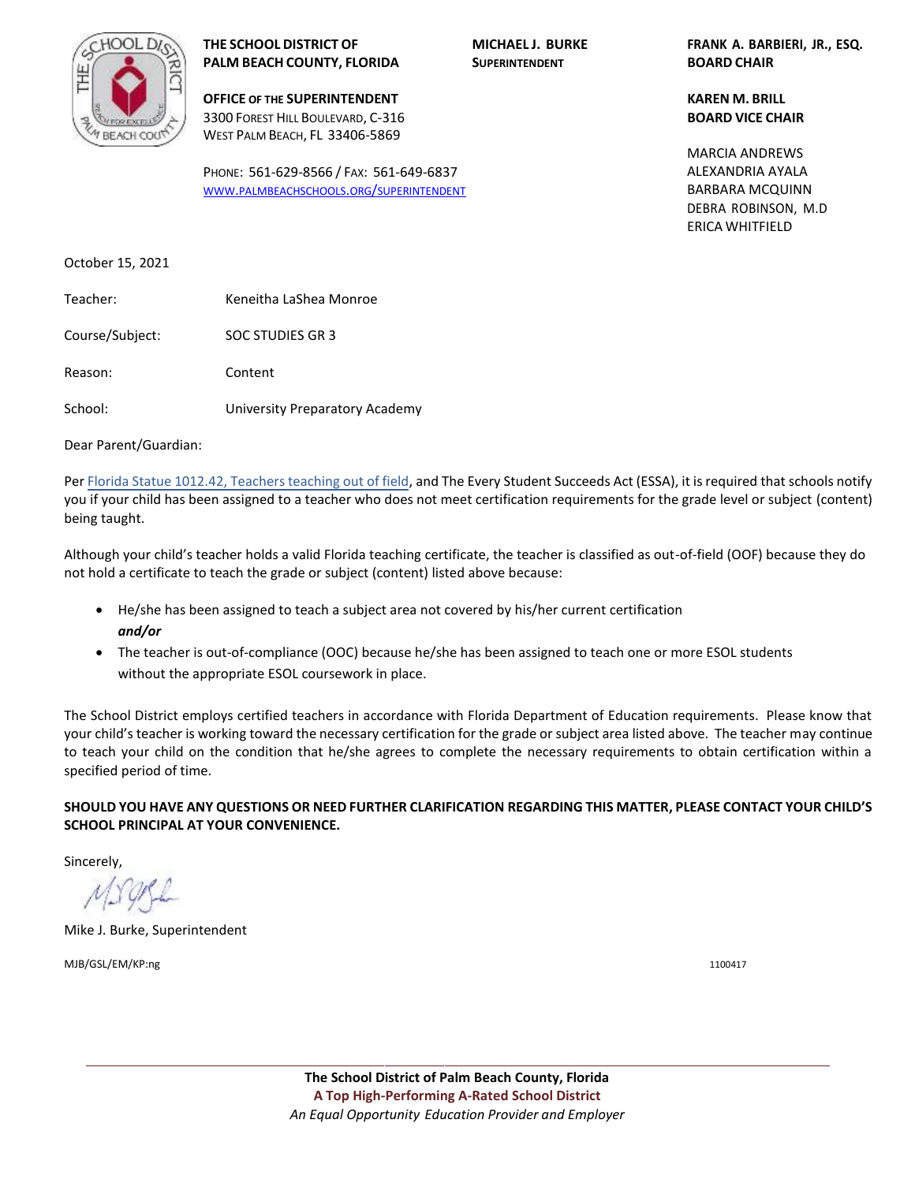**THE SCHOOL DISTRICT OF PALM BEACH COUNTY, FLORIDA**

**OFFICE OF THE SUPERINTENDENT**
3300 Forest Hill Boulevard, C-316
West Palm Beach, FL 33406-5869

Phone: 561-629-8566 / Fax: 561-649-6837
www.palmbeachschools.org/superintendent

**MICHAEL J. BURKE**
**Superintendent**

**FRANK A. BARBIERI, JR., ESQ.**
**BOARD CHAIR**

**KAREN M. BRILL**
**BOARD VICE CHAIR**

MARCIA ANDREWS
ALEXANDRIA AYALA
BARBARA MCQUINN
DEBRA ROBINSON, M.D
ERICA WHITFIELD

October 15, 2021

Teacher: Keneitha LaShea Monroe

Course/Subject: SOC STUDIES GR 3

Reason: Content

School: University Preparatory Academy

Dear Parent/Guardian:

Per Florida Statue 1012.42, Teachers teaching out of field, and The Every Student Succeeds Act (ESSA), it is required that schools notify you if your child has been assigned to a teacher who does not meet certification requirements for the grade level or subject (content) being taught.

Although your child's teacher holds a valid Florida teaching certificate, the teacher is classified as out-of-field (OOF) because they do not hold a certificate to teach the grade or subject (content) listed above because:

- He/she has been assigned to teach a subject area not covered by his/her current certification
  ***and/or***
- The teacher is out-of-compliance (OOC) because he/she has been assigned to teach one or more ESOL students without the appropriate ESOL coursework in place.

The School District employs certified teachers in accordance with Florida Department of Education requirements. Please know that your child's teacher is working toward the necessary certification for the grade or subject area listed above. The teacher may continue to teach your child on the condition that he/she agrees to complete the necessary requirements to obtain certification within a specified period of time.

**SHOULD YOU HAVE ANY QUESTIONS OR NEED FURTHER CLARIFICATION REGARDING THIS MATTER, PLEASE CONTACT YOUR CHILD'S SCHOOL PRINCIPAL AT YOUR CONVENIENCE.**

Sincerely,

Mike J. Burke, Superintendent

MJB/GSL/EM/KP:ng

1100417

**The School District of Palm Beach County, Florida**
**A Top High-Performing A-Rated School District**
*An Equal Opportunity Education Provider and Employer*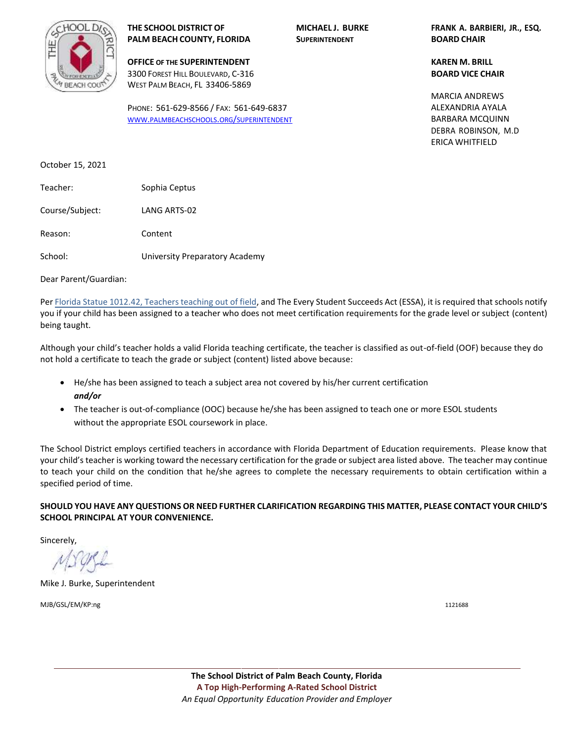**THE SCHOOL DISTRICT OF PALM BEACH COUNTY, FLORIDA**

**OFFICE OF THE SUPERINTENDENT**
3300 FOREST HILL BOULEVARD, C-316
WEST PALM BEACH, FL 33406-5869

PHONE: 561-629-8566 / FAX: 561-649-6837
WWW.PALMBEACHSCHOOLS.ORG/SUPERINTENDENT

**MICHAEL J. BURKE**
**SUPERINTENDENT**

**FRANK A. BARBIERI, JR., ESQ.**
**BOARD CHAIR**

**KAREN M. BRILL**
**BOARD VICE CHAIR**

MARCIA ANDREWS
ALEXANDRIA AYALA
BARBARA MCQUINN
DEBRA ROBINSON, M.D
ERICA WHITFIELD

October 15, 2021

Teacher: Sophia Ceptus

Course/Subject: LANG ARTS-02

Reason: Content

School: University Preparatory Academy

Dear Parent/Guardian:

Per Florida Statue 1012.42, Teachers teaching out of field, and The Every Student Succeeds Act (ESSA), it is required that schools notify you if your child has been assigned to a teacher who does not meet certification requirements for the grade level or subject (content) being taught.

Although your child's teacher holds a valid Florida teaching certificate, the teacher is classified as out-of-field (OOF) because they do not hold a certificate to teach the grade or subject (content) listed above because:

- He/she has been assigned to teach a subject area not covered by his/her current certification
  ***and/or***
- The teacher is out-of-compliance (OOC) because he/she has been assigned to teach one or more ESOL students without the appropriate ESOL coursework in place.

The School District employs certified teachers in accordance with Florida Department of Education requirements. Please know that your child's teacher is working toward the necessary certification for the grade or subject area listed above. The teacher may continue to teach your child on the condition that he/she agrees to complete the necessary requirements to obtain certification within a specified period of time.

**SHOULD YOU HAVE ANY QUESTIONS OR NEED FURTHER CLARIFICATION REGARDING THIS MATTER, PLEASE CONTACT YOUR CHILD'S SCHOOL PRINCIPAL AT YOUR CONVENIENCE.**

Sincerely,

Mike J. Burke, Superintendent

MJB/GSL/EM/KP:ng

1121688

**The School District of Palm Beach County, Florida**
**A Top High-Performing A-Rated School District**
*An Equal Opportunity Education Provider and Employer*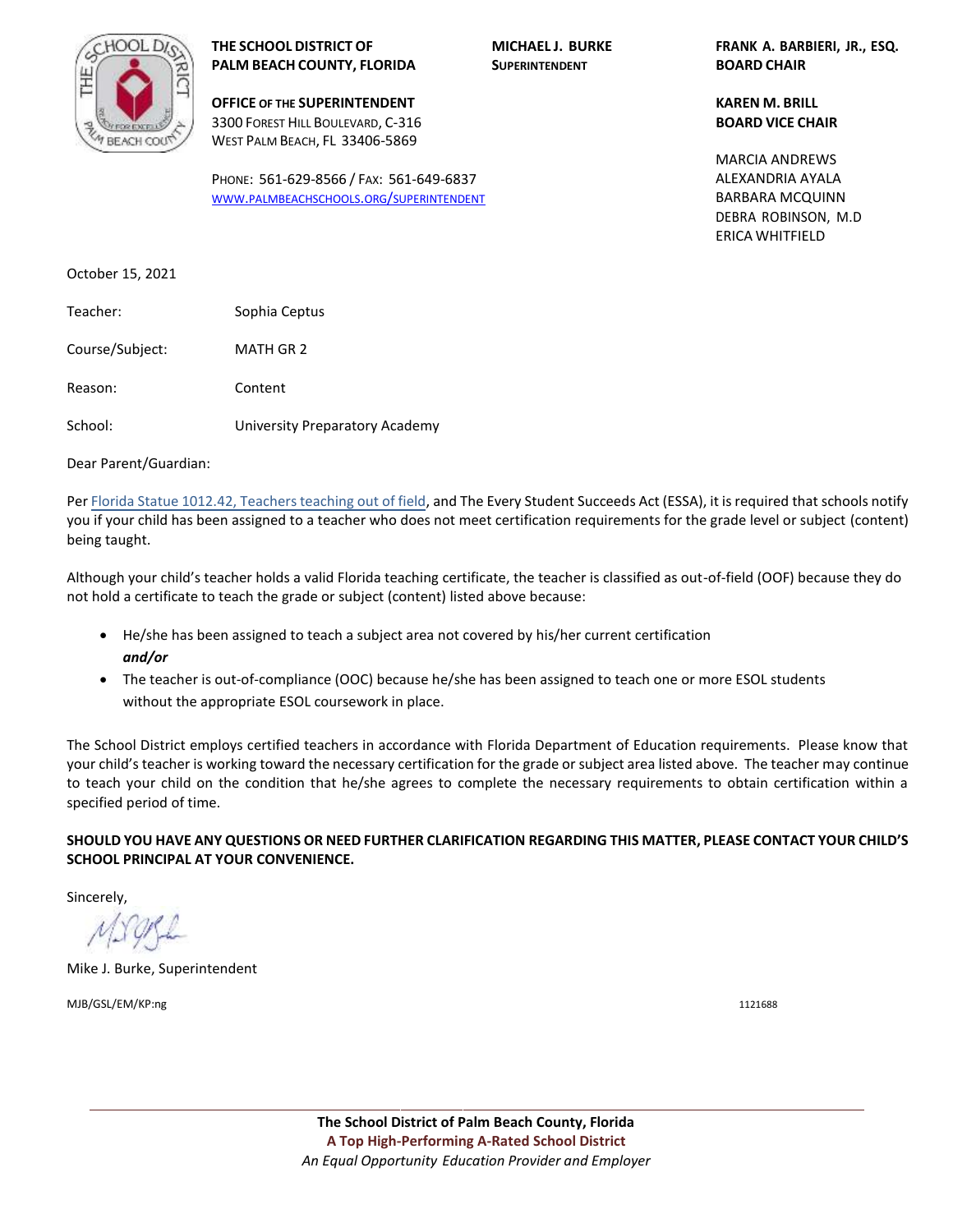**THE SCHOOL DISTRICT OF PALM BEACH COUNTY, FLORIDA**

**OFFICE OF THE SUPERINTENDENT**
3300 Forest Hill Boulevard, C-316
West Palm Beach, FL 33406-5869

Phone: 561-629-8566 / Fax: 561-649-6837
[www.palmbeachschools.org/superintendent](http://www.palmbeachschools.org/superintendent)

**MICHAEL J. BURKE**
**Superintendent**

**FRANK A. BARBIERI, JR., ESQ.**
**BOARD CHAIR**

**KAREN M. BRILL**
**BOARD VICE CHAIR**

MARCIA ANDREWS
ALEXANDRIA AYALA
BARBARA MCQUINN
DEBRA ROBINSON, M.D
ERICA WHITFIELD

October 15, 2021

Teacher: Sophia Ceptus

Course/Subject: MATH GR 2

Reason: Content

School: University Preparatory Academy

Dear Parent/Guardian:

Per [Florida Statue 1012.42, Teachers teaching out of field](), and The Every Student Succeeds Act (ESSA), it is required that schools notify you if your child has been assigned to a teacher who does not meet certification requirements for the grade level or subject (content) being taught.

Although your child's teacher holds a valid Florida teaching certificate, the teacher is classified as out-of-field (OOF) because they do not hold a certificate to teach the grade or subject (content) listed above because:

- He/she has been assigned to teach a subject area not covered by his/her current certification
  ***and/or***
- The teacher is out-of-compliance (OOC) because he/she has been assigned to teach one or more ESOL students without the appropriate ESOL coursework in place.

The School District employs certified teachers in accordance with Florida Department of Education requirements. Please know that your child's teacher is working toward the necessary certification for the grade or subject area listed above. The teacher may continue to teach your child on the condition that he/she agrees to complete the necessary requirements to obtain certification within a specified period of time.

**SHOULD YOU HAVE ANY QUESTIONS OR NEED FURTHER CLARIFICATION REGARDING THIS MATTER, PLEASE CONTACT YOUR CHILD'S SCHOOL PRINCIPAL AT YOUR CONVENIENCE.**

Sincerely,

Mike J. Burke, Superintendent

MJB/GSL/EM/KP:ng

1121688

**The School District of Palm Beach County, Florida**
**A Top High-Performing A-Rated School District**
*An Equal Opportunity Education Provider and Employer*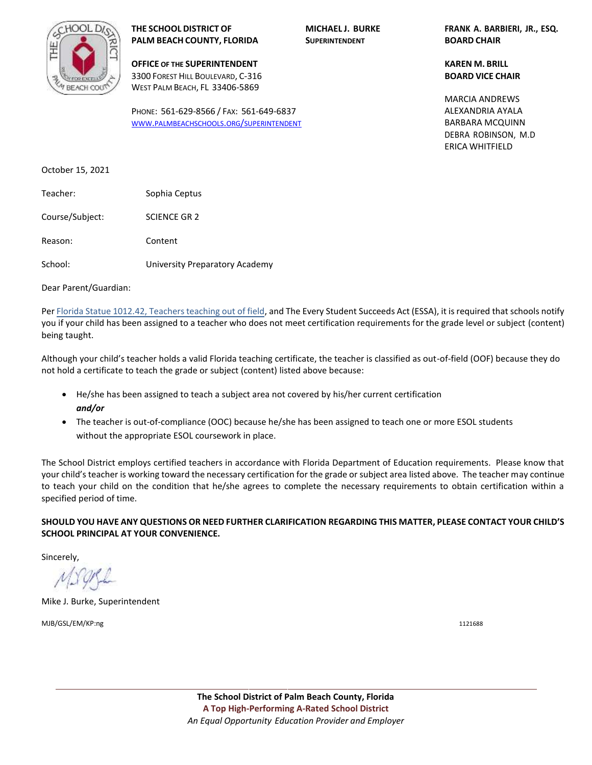**THE SCHOOL DISTRICT OF PALM BEACH COUNTY, FLORIDA**

**OFFICE OF THE SUPERINTENDENT**
3300 Forest Hill Boulevard, C-316
West Palm Beach, FL 33406-5869

Phone: 561-629-8566 / Fax: 561-649-6837
www.palmbeachschools.org/superintendent

**MICHAEL J. BURKE**
**Superintendent**

**FRANK A. BARBIERI, JR., ESQ.**
**BOARD CHAIR**

**KAREN M. BRILL**
**BOARD VICE CHAIR**

MARCIA ANDREWS
ALEXANDRIA AYALA
BARBARA MCQUINN
DEBRA ROBINSON, M.D
ERICA WHITFIELD

October 15, 2021

Teacher: Sophia Ceptus

Course/Subject: SCIENCE GR 2

Reason: Content

School: University Preparatory Academy

Dear Parent/Guardian:

Per Florida Statue 1012.42, Teachers teaching out of field, and The Every Student Succeeds Act (ESSA), it is required that schools notify you if your child has been assigned to a teacher who does not meet certification requirements for the grade level or subject (content) being taught.

Although your child's teacher holds a valid Florida teaching certificate, the teacher is classified as out-of-field (OOF) because they do not hold a certificate to teach the grade or subject (content) listed above because:

- He/she has been assigned to teach a subject area not covered by his/her current certification
  ***and/or***
- The teacher is out-of-compliance (OOC) because he/she has been assigned to teach one or more ESOL students without the appropriate ESOL coursework in place.

The School District employs certified teachers in accordance with Florida Department of Education requirements. Please know that your child's teacher is working toward the necessary certification for the grade or subject area listed above. The teacher may continue to teach your child on the condition that he/she agrees to complete the necessary requirements to obtain certification within a specified period of time.

**SHOULD YOU HAVE ANY QUESTIONS OR NEED FURTHER CLARIFICATION REGARDING THIS MATTER, PLEASE CONTACT YOUR CHILD'S SCHOOL PRINCIPAL AT YOUR CONVENIENCE.**

Sincerely,

Mike J. Burke, Superintendent

MJB/GSL/EM/KP:ng

1121688

**The School District of Palm Beach County, Florida**
**A Top High-Performing A-Rated School District**
*An Equal Opportunity Education Provider and Employer*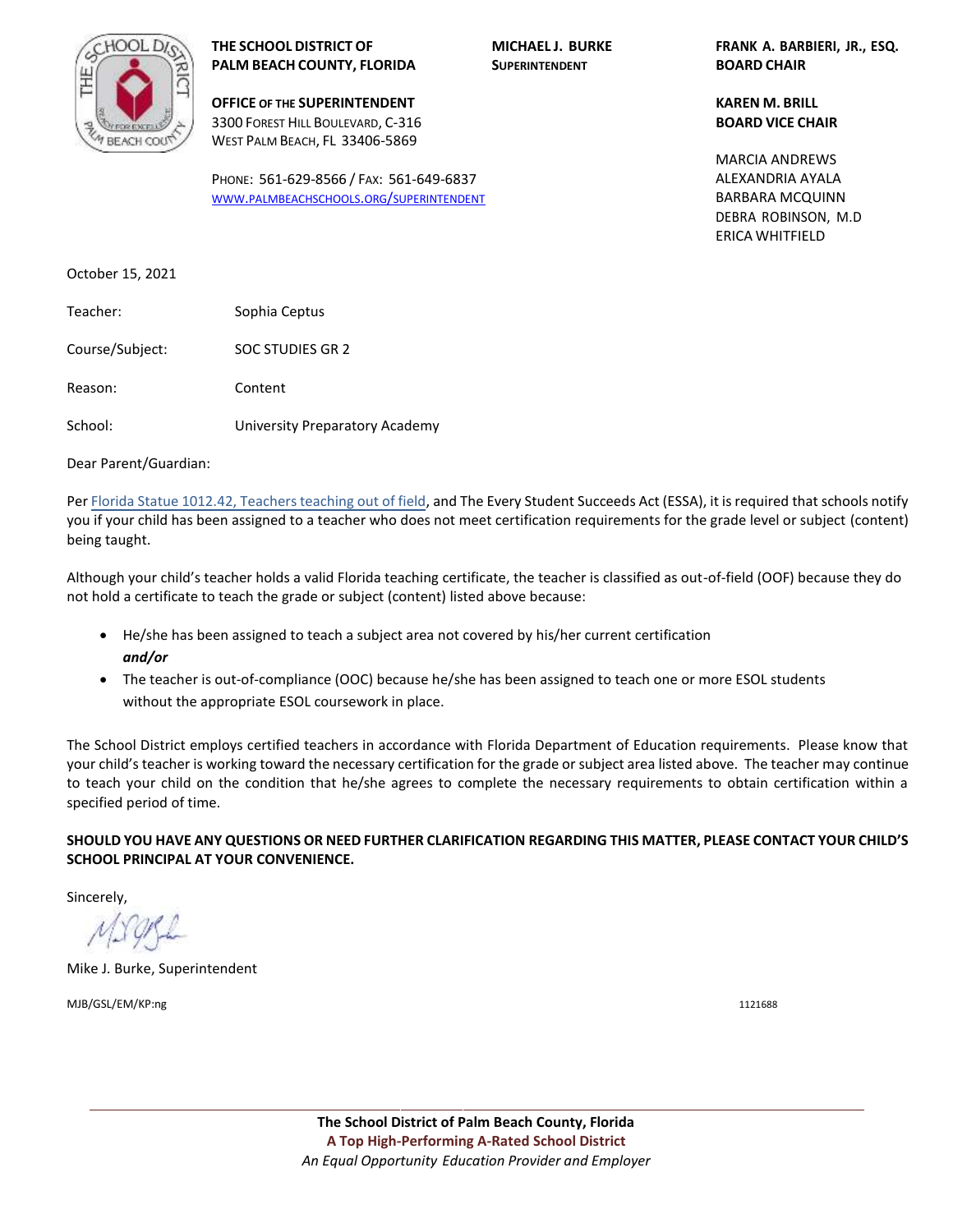**THE SCHOOL DISTRICT OF PALM BEACH COUNTY, FLORIDA**

**OFFICE OF THE SUPERINTENDENT**
3300 FOREST HILL BOULEVARD, C-316
WEST PALM BEACH, FL 33406-5869

PHONE: 561-629-8566 / FAX: 561-649-6837
WWW.PALMBEACHSCHOOLS.ORG/SUPERINTENDENT

**MICHAEL J. BURKE**
**SUPERINTENDENT**

**FRANK A. BARBIERI, JR., ESQ.**
**BOARD CHAIR**

**KAREN M. BRILL**
**BOARD VICE CHAIR**

MARCIA ANDREWS
ALEXANDRIA AYALA
BARBARA MCQUINN
DEBRA ROBINSON, M.D
ERICA WHITFIELD

October 15, 2021

| | |
|---|---|
| Teacher: | Sophia Ceptus |
| Course/Subject: | SOC STUDIES GR 2 |
| Reason: | Content |
| School: | University Preparatory Academy |

Dear Parent/Guardian:

Per Florida Statue 1012.42, Teachers teaching out of field, and The Every Student Succeeds Act (ESSA), it is required that schools notify you if your child has been assigned to a teacher who does not meet certification requirements for the grade level or subject (content) being taught.

Although your child's teacher holds a valid Florida teaching certificate, the teacher is classified as out-of-field (OOF) because they do not hold a certificate to teach the grade or subject (content) listed above because:

- He/she has been assigned to teach a subject area not covered by his/her current certification
  ***and/or***
- The teacher is out-of-compliance (OOC) because he/she has been assigned to teach one or more ESOL students without the appropriate ESOL coursework in place.

The School District employs certified teachers in accordance with Florida Department of Education requirements. Please know that your child's teacher is working toward the necessary certification for the grade or subject area listed above. The teacher may continue to teach your child on the condition that he/she agrees to complete the necessary requirements to obtain certification within a specified period of time.

**SHOULD YOU HAVE ANY QUESTIONS OR NEED FURTHER CLARIFICATION REGARDING THIS MATTER, PLEASE CONTACT YOUR CHILD'S SCHOOL PRINCIPAL AT YOUR CONVENIENCE.**

Sincerely,

Mike J. Burke, Superintendent

MJB/GSL/EM/KP:ng

1121688

**The School District of Palm Beach County, Florida**
**A Top High-Performing A-Rated School District**
*An Equal Opportunity Education Provider and Employer*